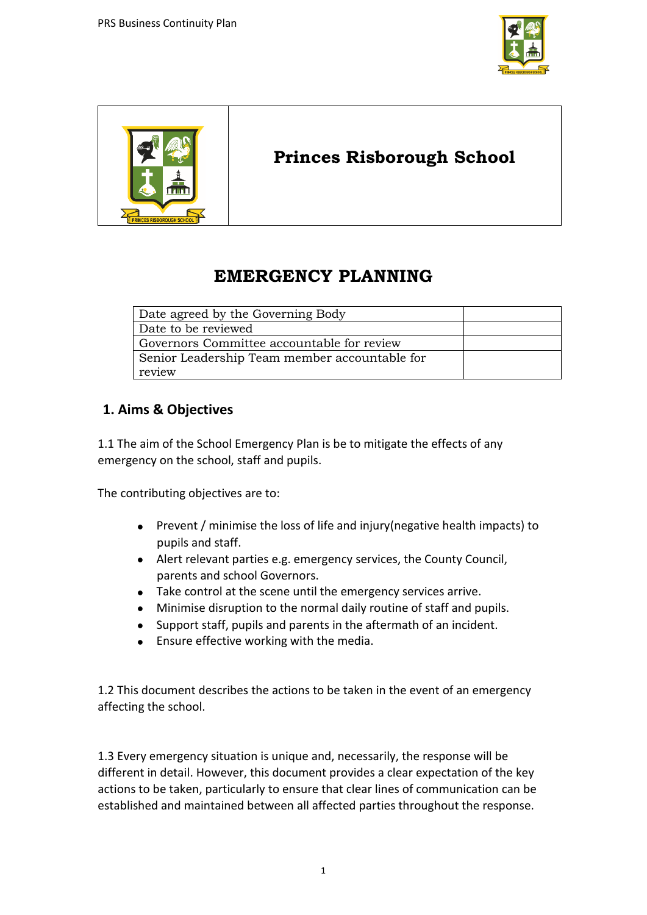# Princes Risborough School

## EMERGENCY PLANNING

| | |
|---|---|
| Date agreed by the Governing Body | |
| Date to be reviewed | |
| Governors Committee accountable for review | |
| Senior Leadership Team member accountable for review | |

### 1. Aims & Objectives

1.1 The aim of the School Emergency Plan is be to mitigate the effects of any emergency on the school, staff and pupils.

The contributing objectives are to:

- Prevent / minimise the loss of life and injury(negative health impacts) to pupils and staff.
- Alert relevant parties e.g. emergency services, the County Council, parents and school Governors.
- Take control at the scene until the emergency services arrive.
- Minimise disruption to the normal daily routine of staff and pupils.
- Support staff, pupils and parents in the aftermath of an incident.
- Ensure effective working with the media.

1.2 This document describes the actions to be taken in the event of an emergency affecting the school.

1.3 Every emergency situation is unique and, necessarily, the response will be different in detail. However, this document provides a clear expectation of the key actions to be taken, particularly to ensure that clear lines of communication can be established and maintained between all affected parties throughout the response.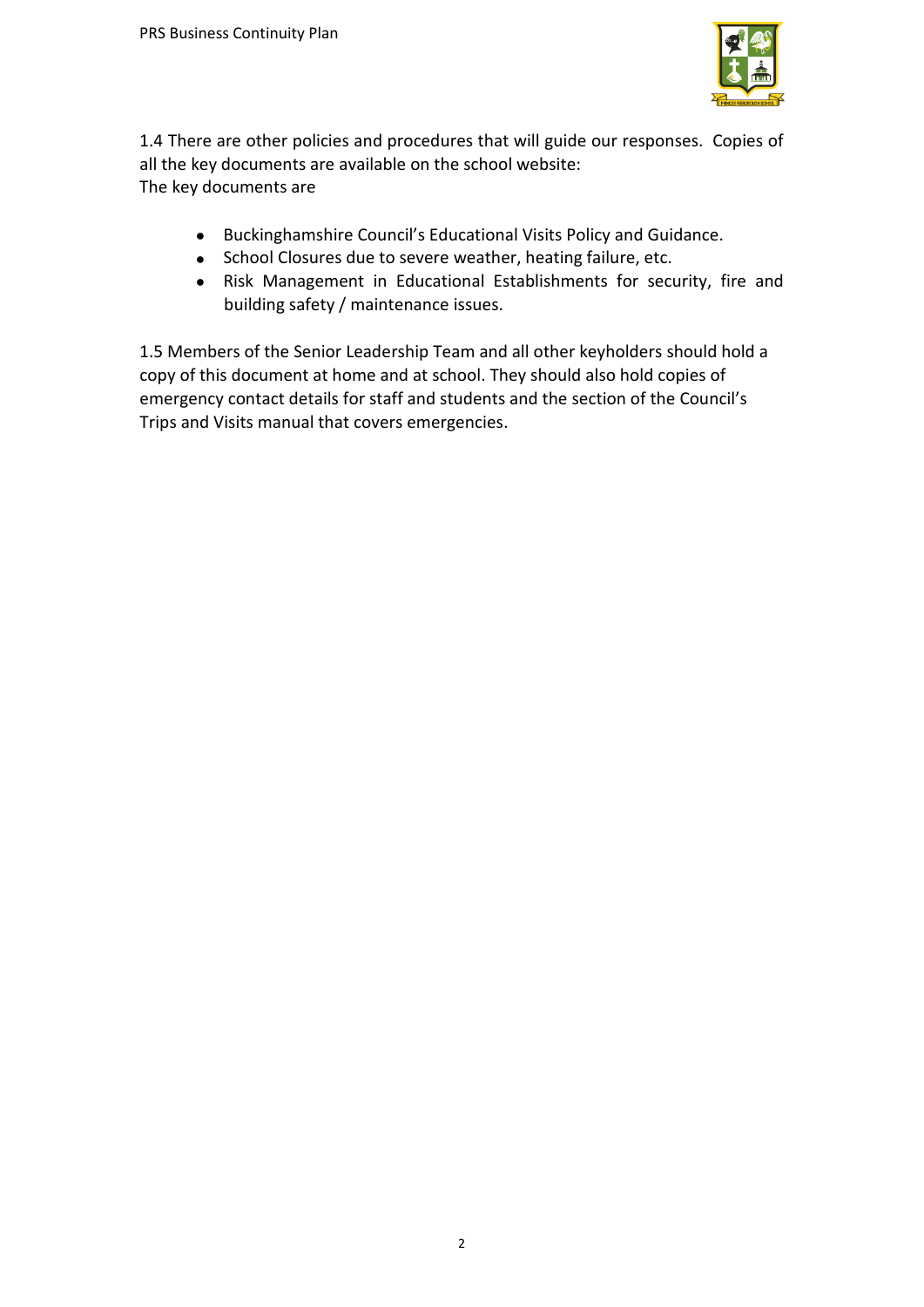1.4 There are other policies and procedures that will guide our responses. Copies of all the key documents are available on the school website:
The key documents are

- Buckinghamshire Council's Educational Visits Policy and Guidance.
- School Closures due to severe weather, heating failure, etc.
- Risk Management in Educational Establishments for security, fire and building safety / maintenance issues.

1.5 Members of the Senior Leadership Team and all other keyholders should hold a copy of this document at home and at school. They should also hold copies of emergency contact details for staff and students and the section of the Council's Trips and Visits manual that covers emergencies.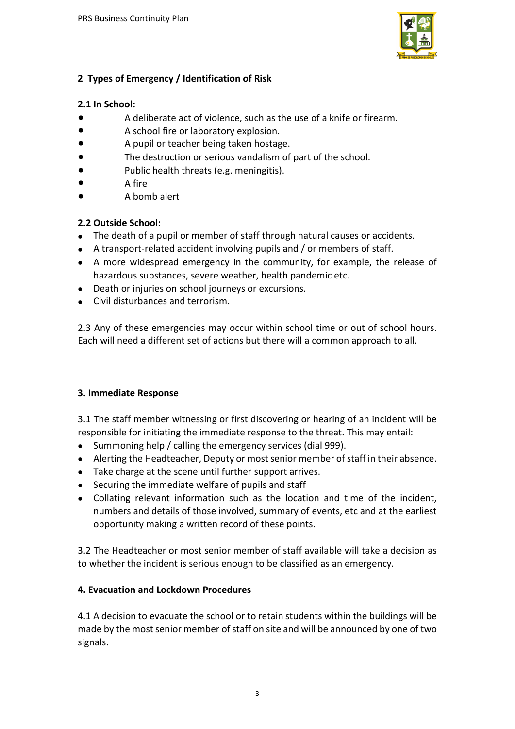## 2 Types of Emergency / Identification of Risk

### 2.1 In School:

- A deliberate act of violence, such as the use of a knife or firearm.
- A school fire or laboratory explosion.
- A pupil or teacher being taken hostage.
- The destruction or serious vandalism of part of the school.
- Public health threats (e.g. meningitis).
- A fire
- A bomb alert

### 2.2 Outside School:

- The death of a pupil or member of staff through natural causes or accidents.
- A transport-related accident involving pupils and / or members of staff.
- A more widespread emergency in the community, for example, the release of hazardous substances, severe weather, health pandemic etc.
- Death or injuries on school journeys or excursions.
- Civil disturbances and terrorism.

2.3 Any of these emergencies may occur within school time or out of school hours. Each will need a different set of actions but there will a common approach to all.

## 3. Immediate Response

3.1 The staff member witnessing or first discovering or hearing of an incident will be responsible for initiating the immediate response to the threat. This may entail:

- Summoning help / calling the emergency services (dial 999).
- Alerting the Headteacher, Deputy or most senior member of staff in their absence.
- Take charge at the scene until further support arrives.
- Securing the immediate welfare of pupils and staff
- Collating relevant information such as the location and time of the incident, numbers and details of those involved, summary of events, etc and at the earliest opportunity making a written record of these points.

3.2 The Headteacher or most senior member of staff available will take a decision as to whether the incident is serious enough to be classified as an emergency.

## 4. Evacuation and Lockdown Procedures

4.1 A decision to evacuate the school or to retain students within the buildings will be made by the most senior member of staff on site and will be announced by one of two signals.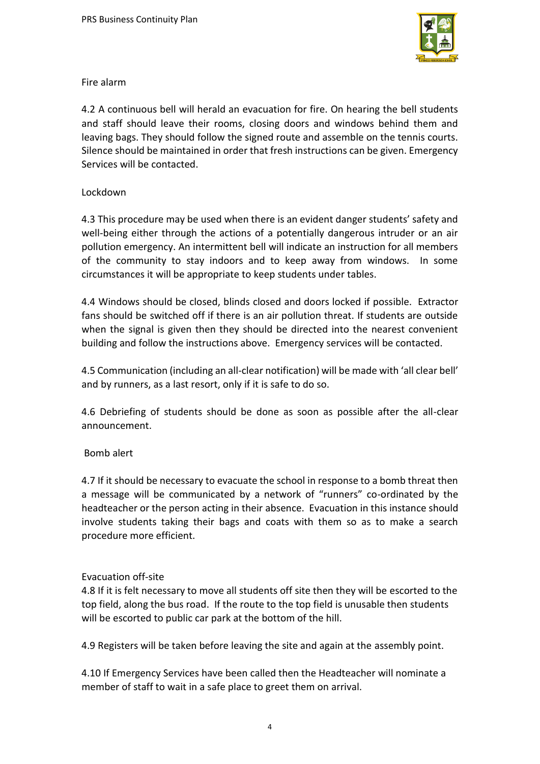### Fire alarm

4.2 A continuous bell will herald an evacuation for fire. On hearing the bell students and staff should leave their rooms, closing doors and windows behind them and leaving bags. They should follow the signed route and assemble on the tennis courts. Silence should be maintained in order that fresh instructions can be given. Emergency Services will be contacted.

### Lockdown

4.3 This procedure may be used when there is an evident danger students' safety and well-being either through the actions of a potentially dangerous intruder or an air pollution emergency. An intermittent bell will indicate an instruction for all members of the community to stay indoors and to keep away from windows. In some circumstances it will be appropriate to keep students under tables.

4.4 Windows should be closed, blinds closed and doors locked if possible. Extractor fans should be switched off if there is an air pollution threat. If students are outside when the signal is given then they should be directed into the nearest convenient building and follow the instructions above. Emergency services will be contacted.

4.5 Communication (including an all-clear notification) will be made with 'all clear bell' and by runners, as a last resort, only if it is safe to do so.

4.6 Debriefing of students should be done as soon as possible after the all-clear announcement.

### Bomb alert

4.7 If it should be necessary to evacuate the school in response to a bomb threat then a message will be communicated by a network of "runners" co-ordinated by the headteacher or the person acting in their absence. Evacuation in this instance should involve students taking their bags and coats with them so as to make a search procedure more efficient.

### Evacuation off-site

4.8 If it is felt necessary to move all students off site then they will be escorted to the top field, along the bus road. If the route to the top field is unusable then students will be escorted to public car park at the bottom of the hill.

4.9 Registers will be taken before leaving the site and again at the assembly point.

4.10 If Emergency Services have been called then the Headteacher will nominate a member of staff to wait in a safe place to greet them on arrival.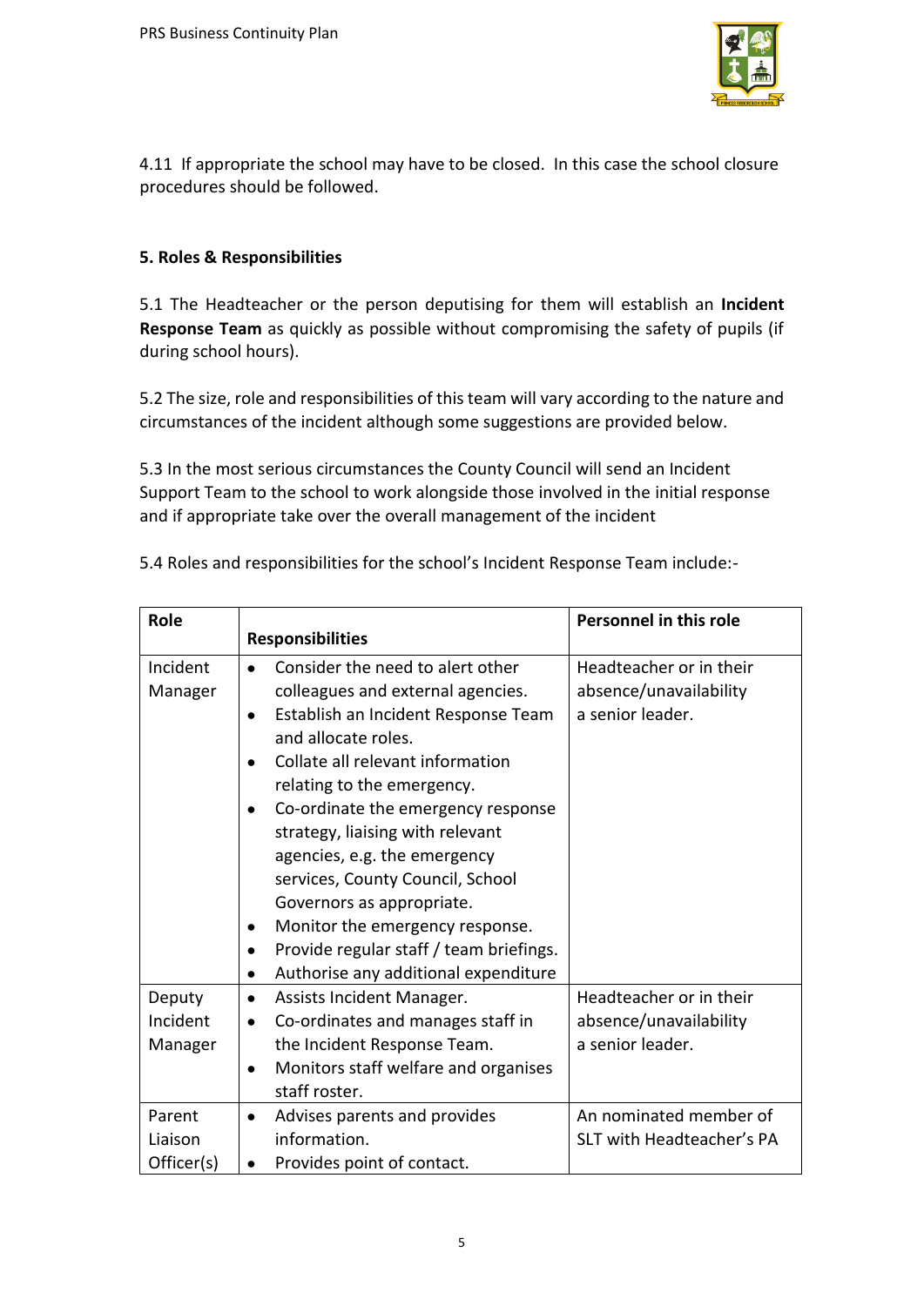4.11 If appropriate the school may have to be closed. In this case the school closure procedures should be followed.

## 5. Roles & Responsibilities

5.1 The Headteacher or the person deputising for them will establish an **Incident Response Team** as quickly as possible without compromising the safety of pupils (if during school hours).

5.2 The size, role and responsibilities of this team will vary according to the nature and circumstances of the incident although some suggestions are provided below.

5.3 In the most serious circumstances the County Council will send an Incident Support Team to the school to work alongside those involved in the initial response and if appropriate take over the overall management of the incident

5.4 Roles and responsibilities for the school's Incident Response Team include:-

| Role | Responsibilities | Personnel in this role |
|---|---|---|
| Incident Manager | • Consider the need to alert other colleagues and external agencies.<br>• Establish an Incident Response Team and allocate roles.<br>• Collate all relevant information relating to the emergency.<br>• Co-ordinate the emergency response strategy, liaising with relevant agencies, e.g. the emergency services, County Council, School Governors as appropriate.<br>• Monitor the emergency response.<br>• Provide regular staff / team briefings.<br>• Authorise any additional expenditure | Headteacher or in their absence/unavailability a senior leader. |
| Deputy Incident Manager | • Assists Incident Manager.<br>• Co-ordinates and manages staff in the Incident Response Team.<br>• Monitors staff welfare and organises staff roster. | Headteacher or in their absence/unavailability a senior leader. |
| Parent Liaison Officer(s) | • Advises parents and provides information.<br>• Provides point of contact. | An nominated member of SLT with Headteacher's PA |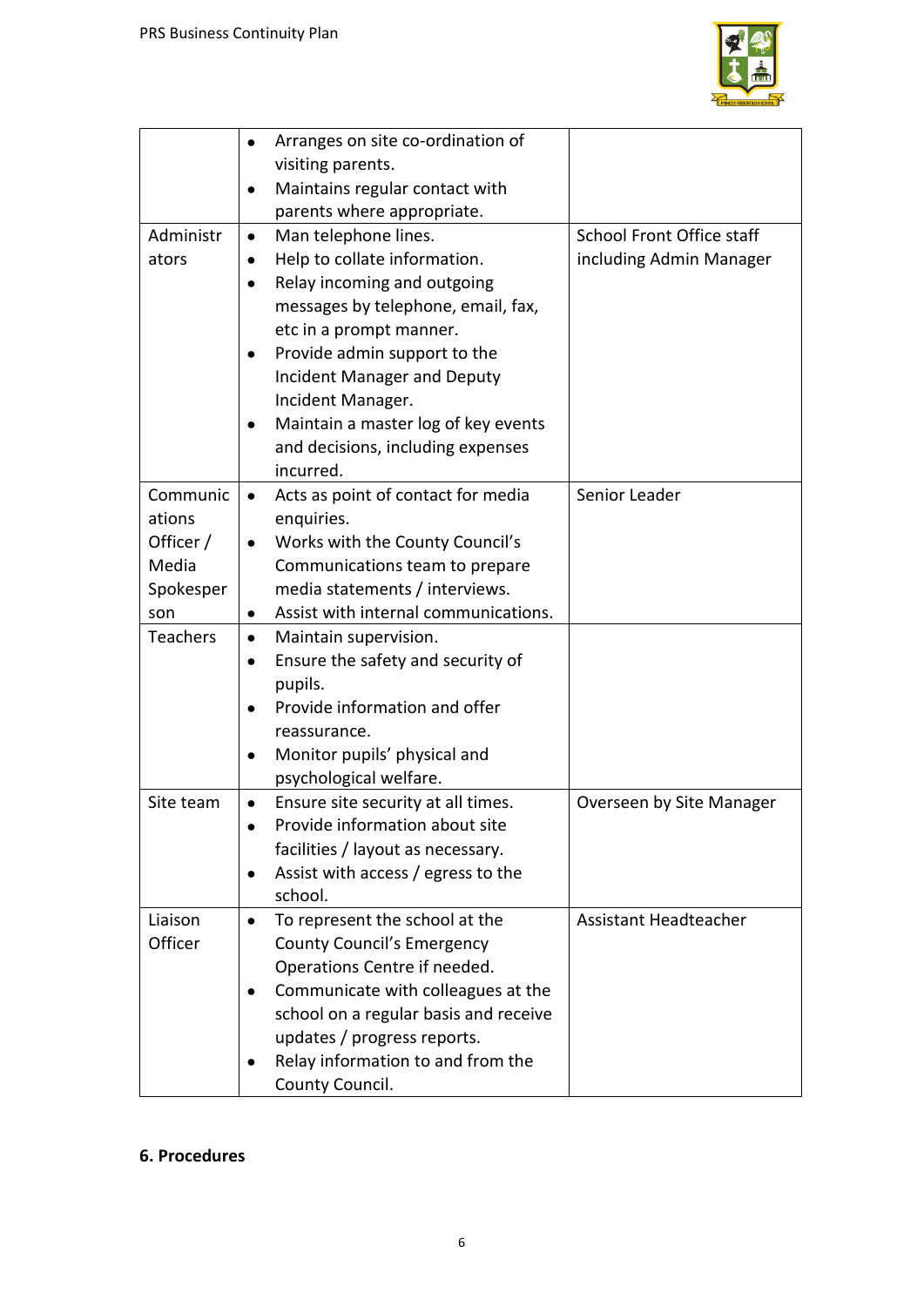| | | |
|---|---|---|
| | • Arranges on site co-ordination of visiting parents.<br>• Maintains regular contact with parents where appropriate. | |
| Administrators | • Man telephone lines.<br>• Help to collate information.<br>• Relay incoming and outgoing messages by telephone, email, fax, etc in a prompt manner.<br>• Provide admin support to the Incident Manager and Deputy Incident Manager.<br>• Maintain a master log of key events and decisions, including expenses incurred. | School Front Office staff including Admin Manager |
| Communications Officer / Media Spokesperson | • Acts as point of contact for media enquiries.<br>• Works with the County Council's Communications team to prepare media statements / interviews.<br>• Assist with internal communications. | Senior Leader |
| Teachers | • Maintain supervision.<br>• Ensure the safety and security of pupils.<br>• Provide information and offer reassurance.<br>• Monitor pupils' physical and psychological welfare. | |
| Site team | • Ensure site security at all times.<br>• Provide information about site facilities / layout as necessary.<br>• Assist with access / egress to the school. | Overseen by Site Manager |
| Liaison Officer | • To represent the school at the County Council's Emergency Operations Centre if needed.<br>• Communicate with colleagues at the school on a regular basis and receive updates / progress reports.<br>• Relay information to and from the County Council. | Assistant Headteacher |

## 6. Procedures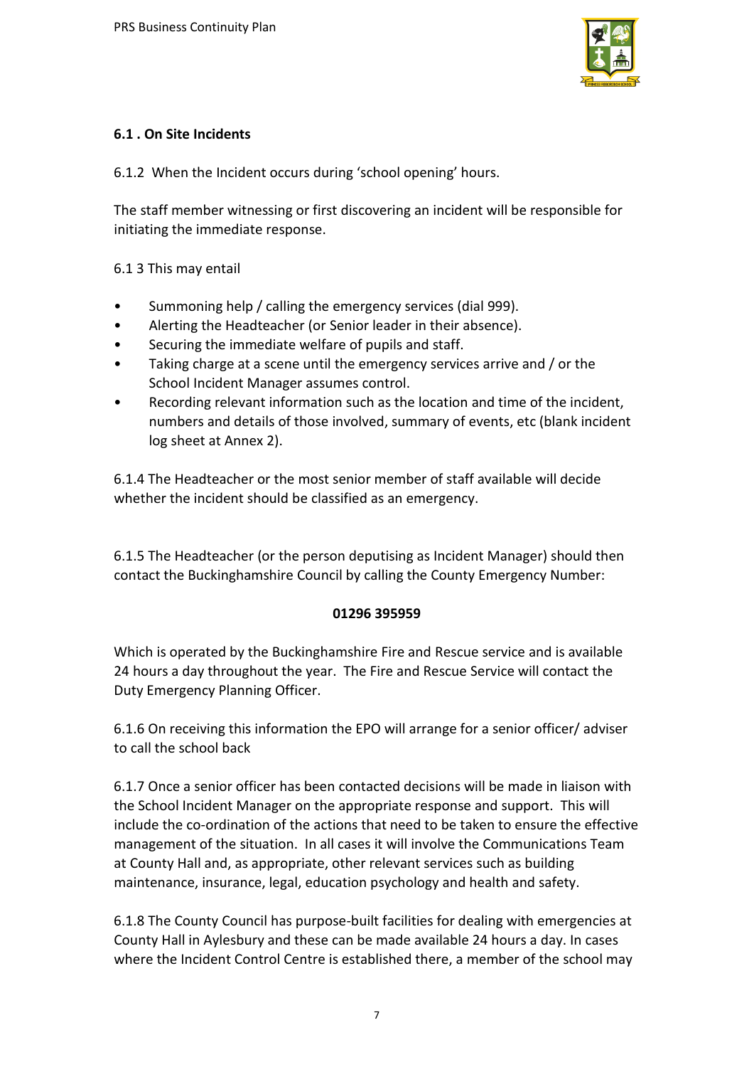### 6.1 . On Site Incidents

6.1.2 When the Incident occurs during 'school opening' hours.

The staff member witnessing or first discovering an incident will be responsible for initiating the immediate response.

6.1 3 This may entail

- Summoning help / calling the emergency services (dial 999).
- Alerting the Headteacher (or Senior leader in their absence).
- Securing the immediate welfare of pupils and staff.
- Taking charge at a scene until the emergency services arrive and / or the School Incident Manager assumes control.
- Recording relevant information such as the location and time of the incident, numbers and details of those involved, summary of events, etc (blank incident log sheet at Annex 2).

6.1.4 The Headteacher or the most senior member of staff available will decide whether the incident should be classified as an emergency.

6.1.5 The Headteacher (or the person deputising as Incident Manager) should then contact the Buckinghamshire Council by calling the County Emergency Number:

**01296 395959**

Which is operated by the Buckinghamshire Fire and Rescue service and is available 24 hours a day throughout the year. The Fire and Rescue Service will contact the Duty Emergency Planning Officer.

6.1.6 On receiving this information the EPO will arrange for a senior officer/ adviser to call the school back

6.1.7 Once a senior officer has been contacted decisions will be made in liaison with the School Incident Manager on the appropriate response and support. This will include the co-ordination of the actions that need to be taken to ensure the effective management of the situation. In all cases it will involve the Communications Team at County Hall and, as appropriate, other relevant services such as building maintenance, insurance, legal, education psychology and health and safety.

6.1.8 The County Council has purpose-built facilities for dealing with emergencies at County Hall in Aylesbury and these can be made available 24 hours a day. In cases where the Incident Control Centre is established there, a member of the school may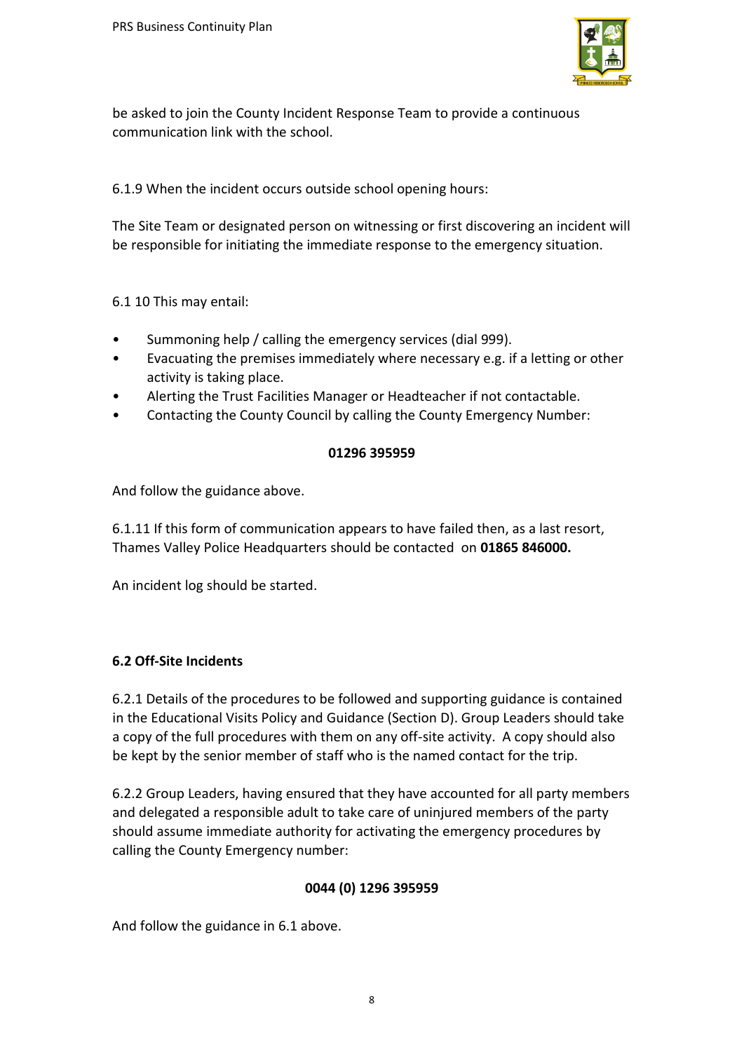be asked to join the County Incident Response Team to provide a continuous communication link with the school.

6.1.9 When the incident occurs outside school opening hours:

The Site Team or designated person on witnessing or first discovering an incident will be responsible for initiating the immediate response to the emergency situation.

6.1 10 This may entail:

- Summoning help / calling the emergency services (dial 999).
- Evacuating the premises immediately where necessary e.g. if a letting or other activity is taking place.
- Alerting the Trust Facilities Manager or Headteacher if not contactable.
- Contacting the County Council by calling the County Emergency Number:

**01296 395959**

And follow the guidance above.

6.1.11 If this form of communication appears to have failed then, as a last resort, Thames Valley Police Headquarters should be contacted on **01865 846000.**

An incident log should be started.

### 6.2 Off-Site Incidents

6.2.1 Details of the procedures to be followed and supporting guidance is contained in the Educational Visits Policy and Guidance (Section D). Group Leaders should take a copy of the full procedures with them on any off-site activity. A copy should also be kept by the senior member of staff who is the named contact for the trip.

6.2.2 Group Leaders, having ensured that they have accounted for all party members and delegated a responsible adult to take care of uninjured members of the party should assume immediate authority for activating the emergency procedures by calling the County Emergency number:

**0044 (0) 1296 395959**

And follow the guidance in 6.1 above.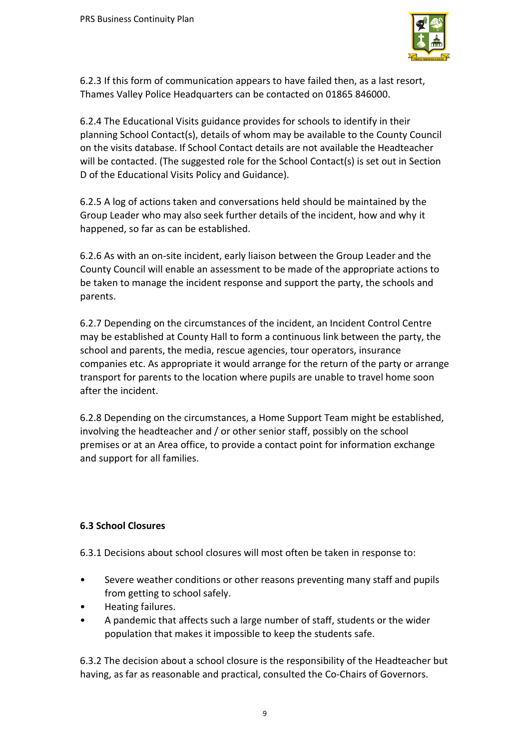6.2.3 If this form of communication appears to have failed then, as a last resort, Thames Valley Police Headquarters can be contacted on 01865 846000.

6.2.4 The Educational Visits guidance provides for schools to identify in their planning School Contact(s), details of whom may be available to the County Council on the visits database. If School Contact details are not available the Headteacher will be contacted. (The suggested role for the School Contact(s) is set out in Section D of the Educational Visits Policy and Guidance).

6.2.5 A log of actions taken and conversations held should be maintained by the Group Leader who may also seek further details of the incident, how and why it happened, so far as can be established.

6.2.6 As with an on-site incident, early liaison between the Group Leader and the County Council will enable an assessment to be made of the appropriate actions to be taken to manage the incident response and support the party, the schools and parents.

6.2.7 Depending on the circumstances of the incident, an Incident Control Centre may be established at County Hall to form a continuous link between the party, the school and parents, the media, rescue agencies, tour operators, insurance companies etc. As appropriate it would arrange for the return of the party or arrange transport for parents to the location where pupils are unable to travel home soon after the incident.

6.2.8 Depending on the circumstances, a Home Support Team might be established, involving the headteacher and / or other senior staff, possibly on the school premises or at an Area office, to provide a contact point for information exchange and support for all families.

**6.3 School Closures**

6.3.1 Decisions about school closures will most often be taken in response to:

- Severe weather conditions or other reasons preventing many staff and pupils from getting to school safely.
- Heating failures.
- A pandemic that affects such a large number of staff, students or the wider population that makes it impossible to keep the students safe.

6.3.2 The decision about a school closure is the responsibility of the Headteacher but having, as far as reasonable and practical, consulted the Co-Chairs of Governors.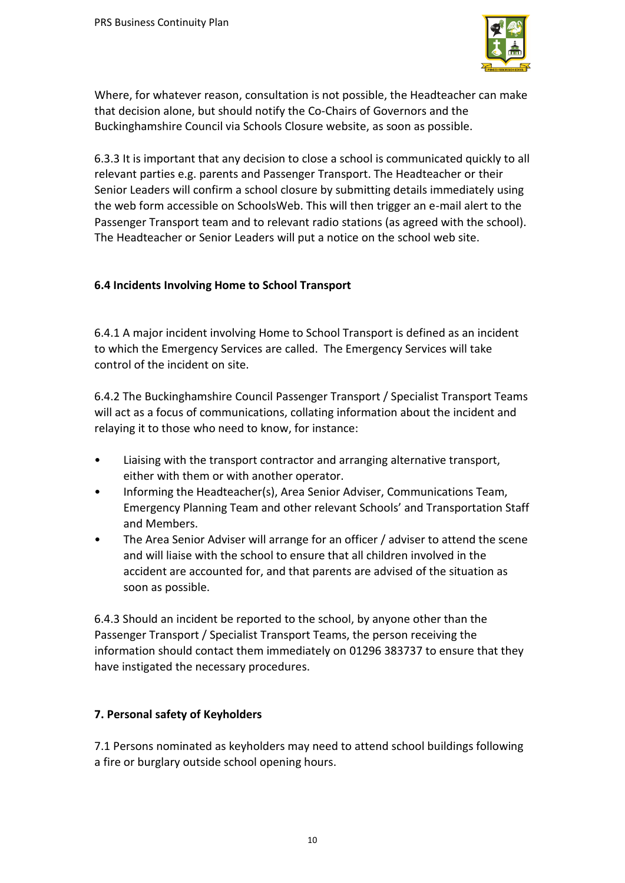Where, for whatever reason, consultation is not possible, the Headteacher can make that decision alone, but should notify the Co-Chairs of Governors and the Buckinghamshire Council via Schools Closure website, as soon as possible.

6.3.3 It is important that any decision to close a school is communicated quickly to all relevant parties e.g. parents and Passenger Transport. The Headteacher or their Senior Leaders will confirm a school closure by submitting details immediately using the web form accessible on SchoolsWeb. This will then trigger an e-mail alert to the Passenger Transport team and to relevant radio stations (as agreed with the school). The Headteacher or Senior Leaders will put a notice on the school web site.

**6.4 Incidents Involving Home to School Transport**

6.4.1 A major incident involving Home to School Transport is defined as an incident to which the Emergency Services are called. The Emergency Services will take control of the incident on site.

6.4.2 The Buckinghamshire Council Passenger Transport / Specialist Transport Teams will act as a focus of communications, collating information about the incident and relaying it to those who need to know, for instance:

- Liaising with the transport contractor and arranging alternative transport, either with them or with another operator.
- Informing the Headteacher(s), Area Senior Adviser, Communications Team, Emergency Planning Team and other relevant Schools' and Transportation Staff and Members.
- The Area Senior Adviser will arrange for an officer / adviser to attend the scene and will liaise with the school to ensure that all children involved in the accident are accounted for, and that parents are advised of the situation as soon as possible.

6.4.3 Should an incident be reported to the school, by anyone other than the Passenger Transport / Specialist Transport Teams, the person receiving the information should contact them immediately on 01296 383737 to ensure that they have instigated the necessary procedures.

**7. Personal safety of Keyholders**

7.1 Persons nominated as keyholders may need to attend school buildings following a fire or burglary outside school opening hours.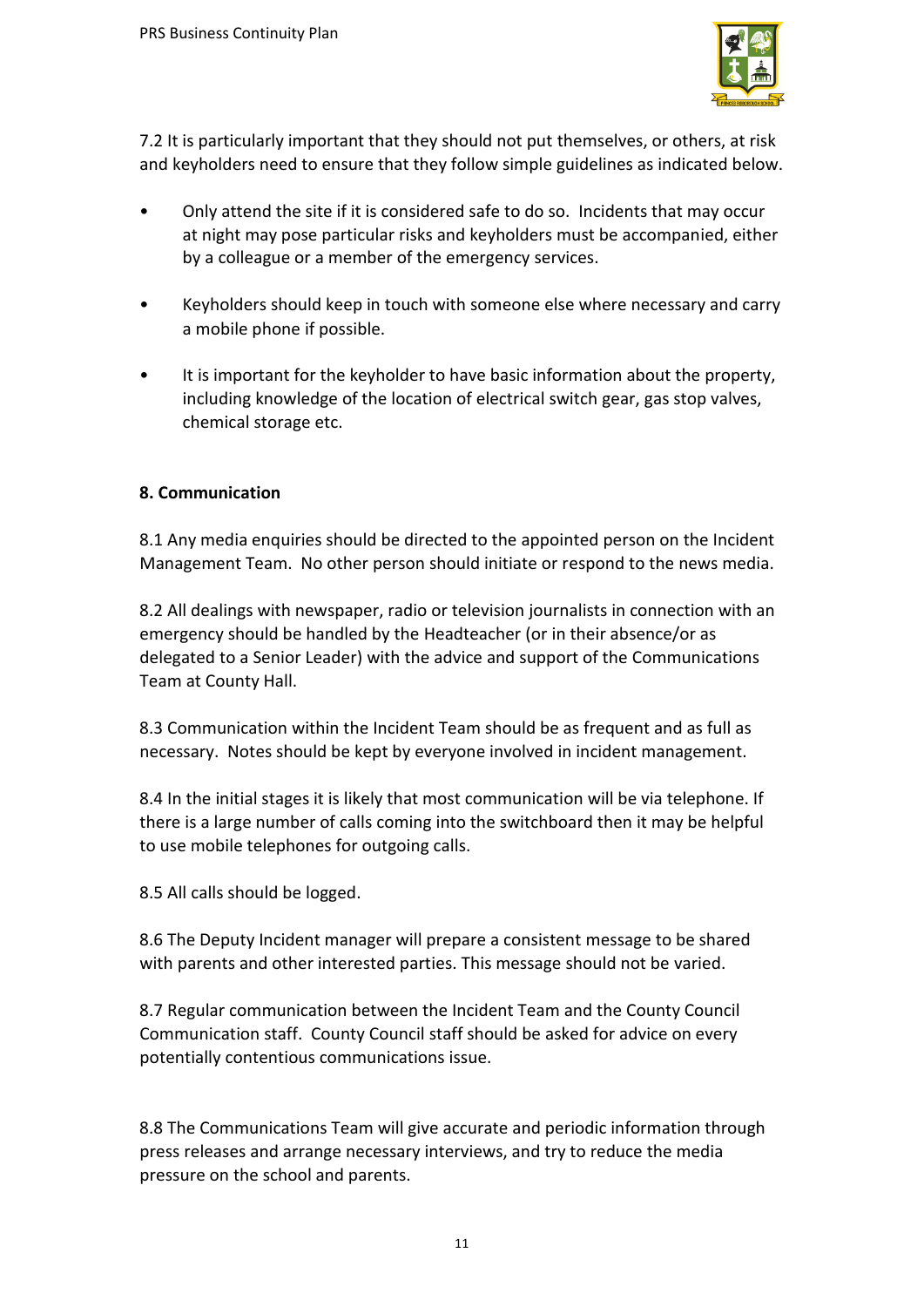7.2 It is particularly important that they should not put themselves, or others, at risk and keyholders need to ensure that they follow simple guidelines as indicated below.

- Only attend the site if it is considered safe to do so. Incidents that may occur at night may pose particular risks and keyholders must be accompanied, either by a colleague or a member of the emergency services.
- Keyholders should keep in touch with someone else where necessary and carry a mobile phone if possible.
- It is important for the keyholder to have basic information about the property, including knowledge of the location of electrical switch gear, gas stop valves, chemical storage etc.

**8. Communication**

8.1 Any media enquiries should be directed to the appointed person on the Incident Management Team. No other person should initiate or respond to the news media.

8.2 All dealings with newspaper, radio or television journalists in connection with an emergency should be handled by the Headteacher (or in their absence/or as delegated to a Senior Leader) with the advice and support of the Communications Team at County Hall.

8.3 Communication within the Incident Team should be as frequent and as full as necessary. Notes should be kept by everyone involved in incident management.

8.4 In the initial stages it is likely that most communication will be via telephone. If there is a large number of calls coming into the switchboard then it may be helpful to use mobile telephones for outgoing calls.

8.5 All calls should be logged.

8.6 The Deputy Incident manager will prepare a consistent message to be shared with parents and other interested parties. This message should not be varied.

8.7 Regular communication between the Incident Team and the County Council Communication staff. County Council staff should be asked for advice on every potentially contentious communications issue.

8.8 The Communications Team will give accurate and periodic information through press releases and arrange necessary interviews, and try to reduce the media pressure on the school and parents.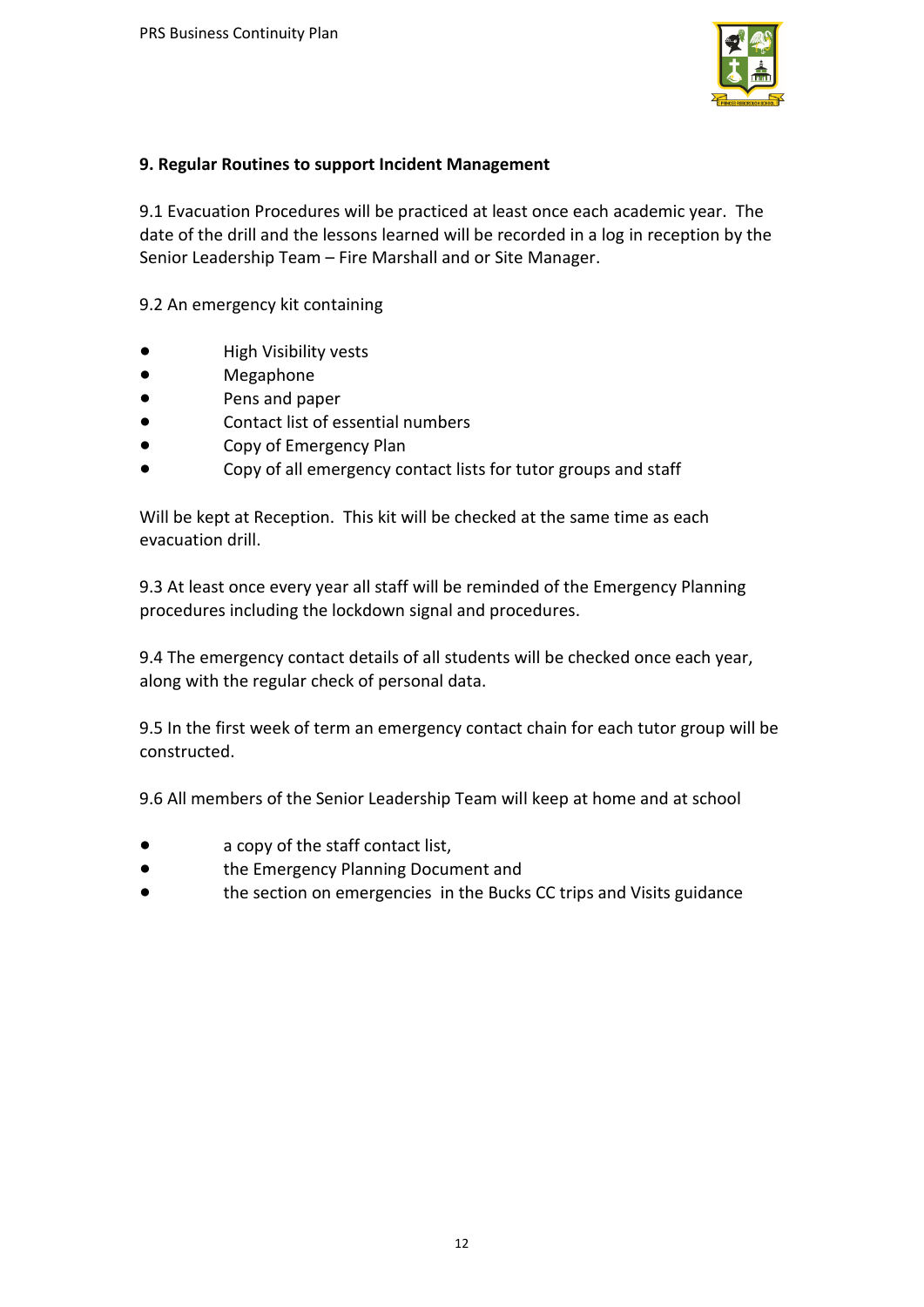## 9. Regular Routines to support Incident Management

9.1 Evacuation Procedures will be practiced at least once each academic year. The date of the drill and the lessons learned will be recorded in a log in reception by the Senior Leadership Team – Fire Marshall and or Site Manager.

9.2 An emergency kit containing

- High Visibility vests
- Megaphone
- Pens and paper
- Contact list of essential numbers
- Copy of Emergency Plan
- Copy of all emergency contact lists for tutor groups and staff

Will be kept at Reception. This kit will be checked at the same time as each evacuation drill.

9.3 At least once every year all staff will be reminded of the Emergency Planning procedures including the lockdown signal and procedures.

9.4 The emergency contact details of all students will be checked once each year, along with the regular check of personal data.

9.5 In the first week of term an emergency contact chain for each tutor group will be constructed.

9.6 All members of the Senior Leadership Team will keep at home and at school

- a copy of the staff contact list,
- the Emergency Planning Document and
- the section on emergencies in the Bucks CC trips and Visits guidance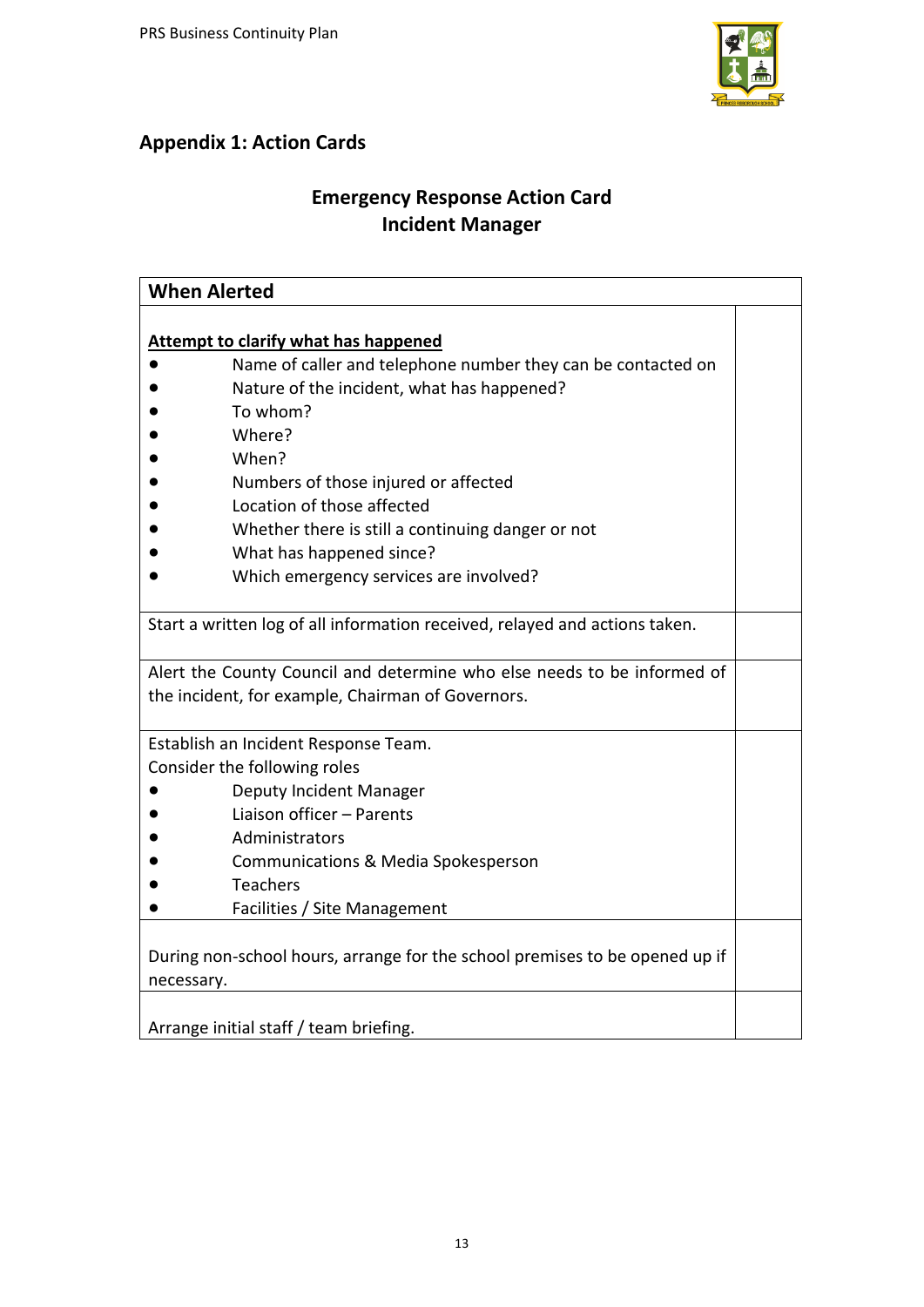## Appendix 1: Action Cards

### Emergency Response Action Card
### Incident Manager

| When Alerted | |
|---|---|
| **Attempt to clarify what has happened**<br>• Name of caller and telephone number they can be contacted on<br>• Nature of the incident, what has happened?<br>• To whom?<br>• Where?<br>• When?<br>• Numbers of those injured or affected<br>• Location of those affected<br>• Whether there is still a continuing danger or not<br>• What has happened since?<br>• Which emergency services are involved? | |
| Start a written log of all information received, relayed and actions taken. | |
| Alert the County Council and determine who else needs to be informed of the incident, for example, Chairman of Governors. | |
| Establish an Incident Response Team.<br>Consider the following roles<br>• Deputy Incident Manager<br>• Liaison officer – Parents<br>• Administrators<br>• Communications & Media Spokesperson<br>• Teachers<br>• Facilities / Site Management | |
| During non-school hours, arrange for the school premises to be opened up if necessary. | |
| Arrange initial staff / team briefing. | |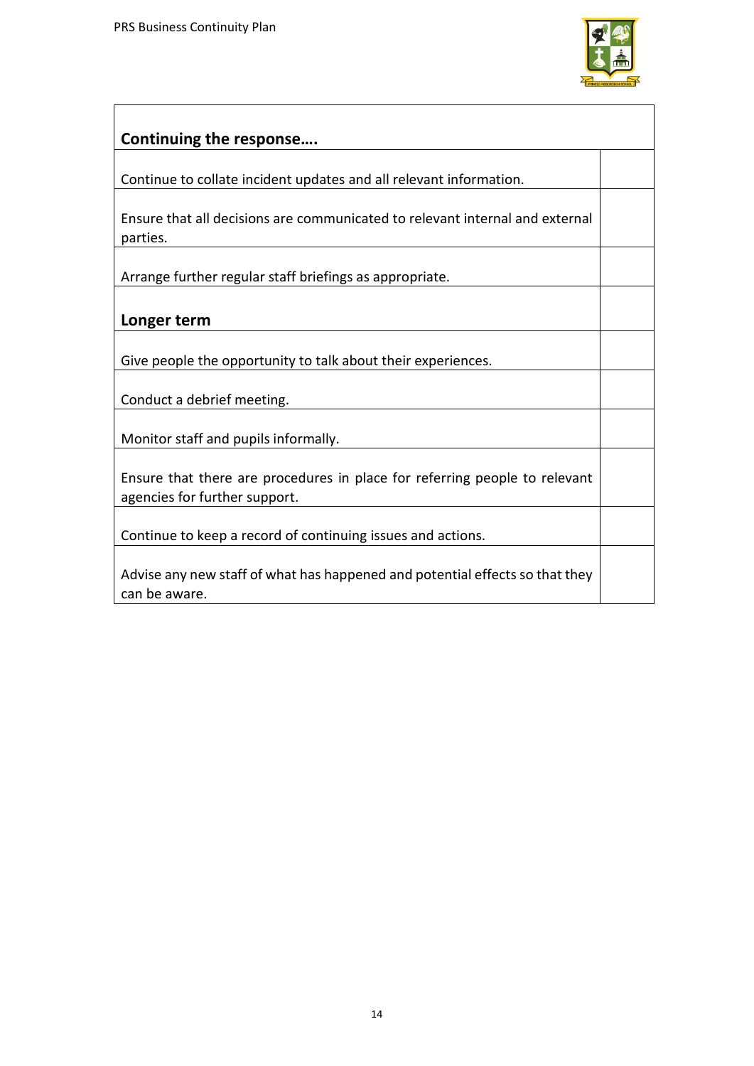| Continuing the response…. | |
|---|---|
| Continue to collate incident updates and all relevant information. | |
| Ensure that all decisions are communicated to relevant internal and external parties. | |
| Arrange further regular staff briefings as appropriate. | |
| **Longer term** | |
| Give people the opportunity to talk about their experiences. | |
| Conduct a debrief meeting. | |
| Monitor staff and pupils informally. | |
| Ensure that there are procedures in place for referring people to relevant agencies for further support. | |
| Continue to keep a record of continuing issues and actions. | |
| Advise any new staff of what has happened and potential effects so that they can be aware. | |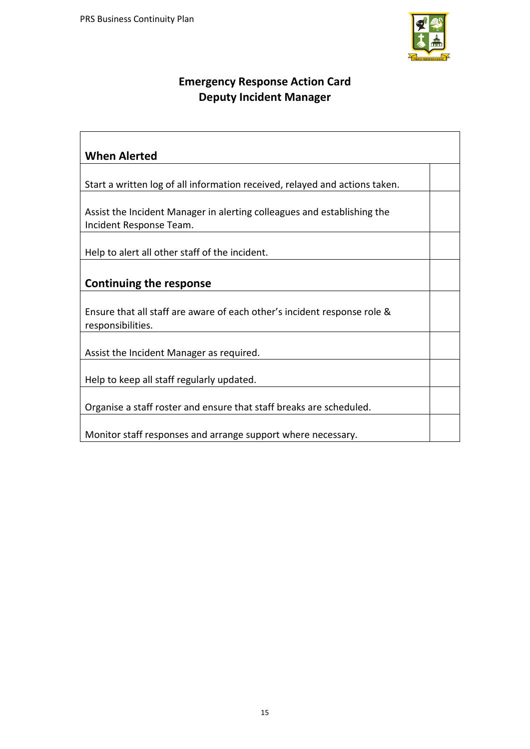## Emergency Response Action Card
## Deputy Incident Manager

| | |
|---|---|
| **When Alerted** | |
| Start a written log of all information received, relayed and actions taken. | |
| Assist the Incident Manager in alerting colleagues and establishing the Incident Response Team. | |
| Help to alert all other staff of the incident. | |
| **Continuing the response** | |
| Ensure that all staff are aware of each other's incident response role & responsibilities. | |
| Assist the Incident Manager as required. | |
| Help to keep all staff regularly updated. | |
| Organise a staff roster and ensure that staff breaks are scheduled. | |
| Monitor staff responses and arrange support where necessary. | |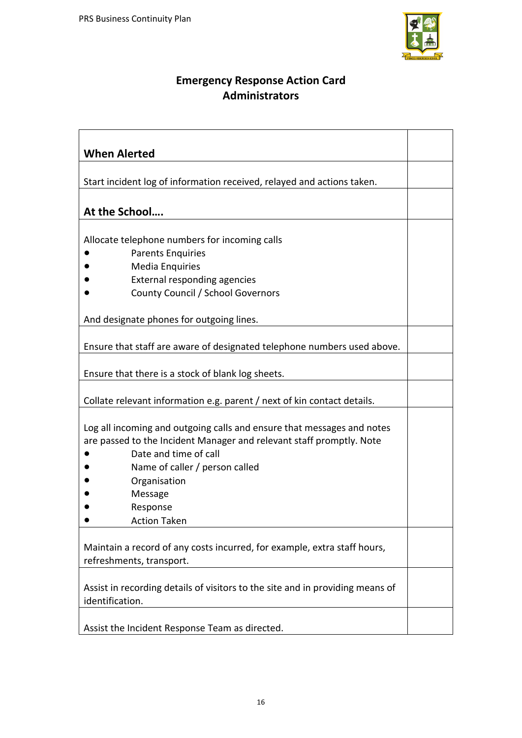# Emergency Response Action Card
## Administrators

| | |
|---|---|
| **When Alerted** | |
| Start incident log of information received, relayed and actions taken. | |
| **At the School….** | |
| Allocate telephone numbers for incoming calls<br>• Parents Enquiries<br>• Media Enquiries<br>• External responding agencies<br>• County Council / School Governors<br><br>And designate phones for outgoing lines. | |
| Ensure that staff are aware of designated telephone numbers used above. | |
| Ensure that there is a stock of blank log sheets. | |
| Collate relevant information e.g. parent / next of kin contact details. | |
| Log all incoming and outgoing calls and ensure that messages and notes are passed to the Incident Manager and relevant staff promptly. Note<br>• Date and time of call<br>• Name of caller / person called<br>• Organisation<br>• Message<br>• Response<br>• Action Taken | |
| Maintain a record of any costs incurred, for example, extra staff hours, refreshments, transport. | |
| Assist in recording details of visitors to the site and in providing means of identification. | |
| Assist the Incident Response Team as directed. | |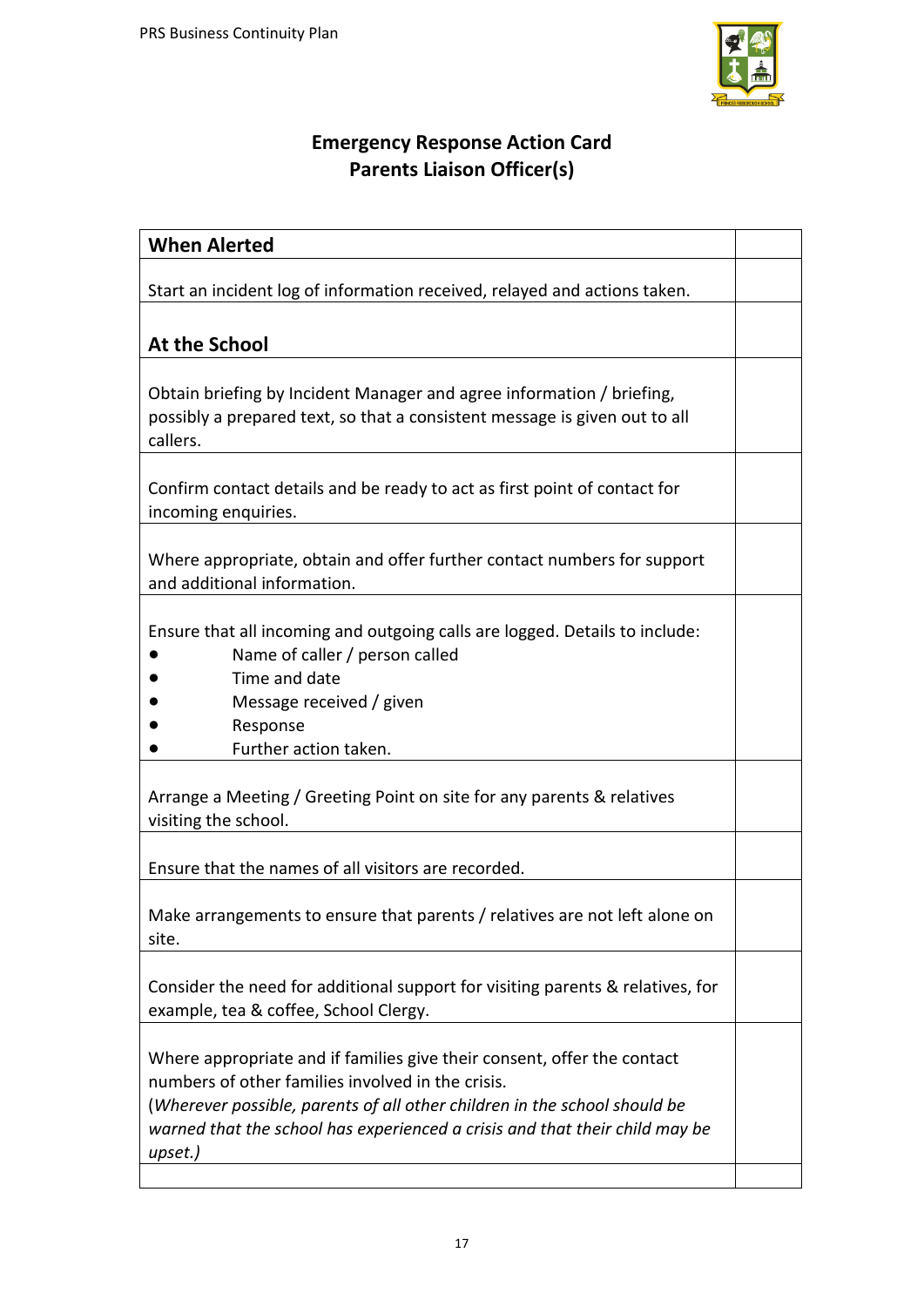# Emergency Response Action Card
## Parents Liaison Officer(s)

| | |
|---|---|
| **When Alerted** | |
| Start an incident log of information received, relayed and actions taken. | |
| **At the School** | |
| Obtain briefing by Incident Manager and agree information / briefing, possibly a prepared text, so that a consistent message is given out to all callers. | |
| Confirm contact details and be ready to act as first point of contact for incoming enquiries. | |
| Where appropriate, obtain and offer further contact numbers for support and additional information. | |
| Ensure that all incoming and outgoing calls are logged. Details to include:<br>• Name of caller / person called<br>• Time and date<br>• Message received / given<br>• Response<br>• Further action taken. | |
| Arrange a Meeting / Greeting Point on site for any parents & relatives visiting the school. | |
| Ensure that the names of all visitors are recorded. | |
| Make arrangements to ensure that parents / relatives are not left alone on site. | |
| Consider the need for additional support for visiting parents & relatives, for example, tea & coffee, School Clergy. | |
| Where appropriate and if families give their consent, offer the contact numbers of other families involved in the crisis.<br>(*Wherever possible, parents of all other children in the school should be warned that the school has experienced a crisis and that their child may be upset.*) | |
| | |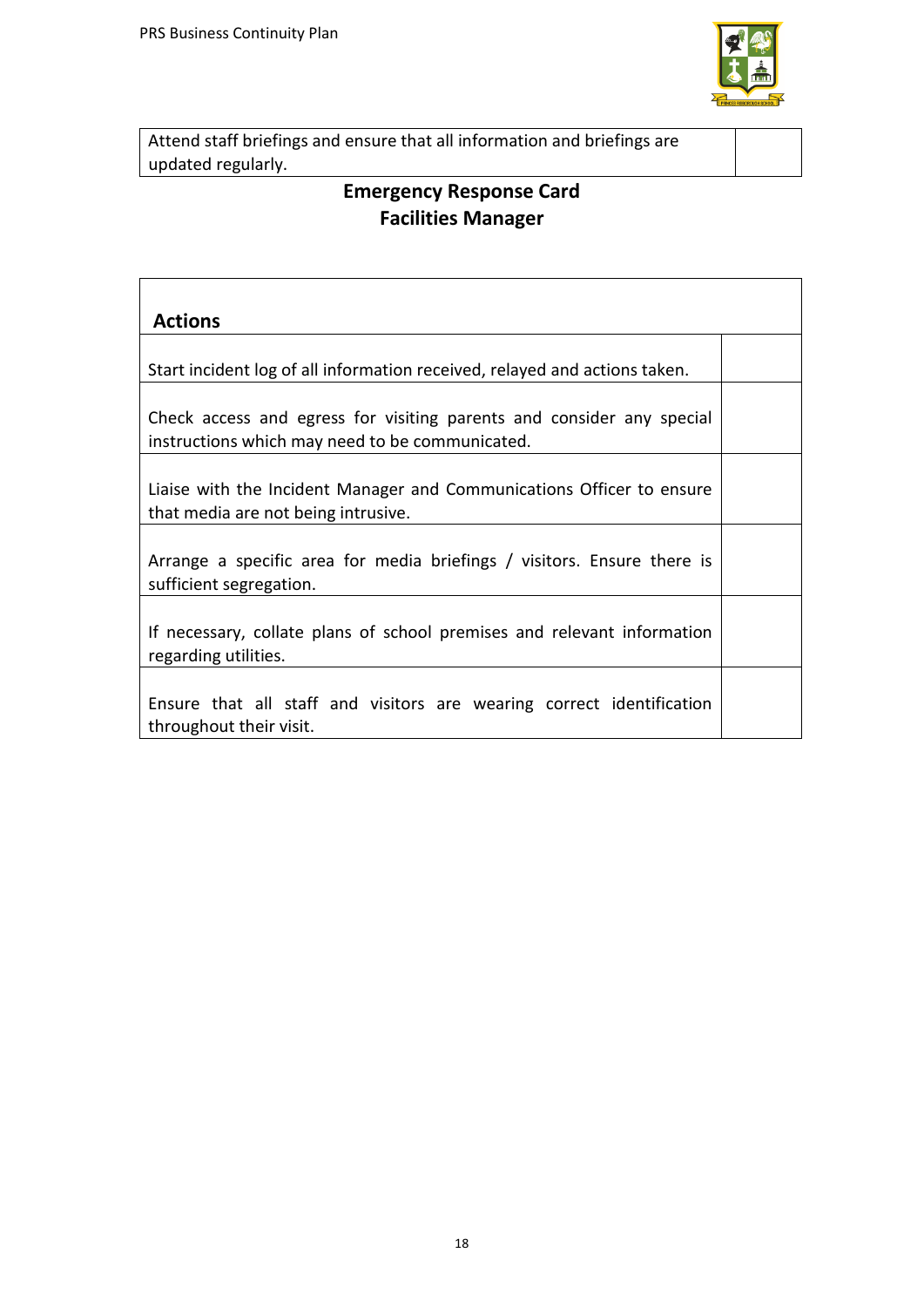| | |
|---|---|
| Attend staff briefings and ensure that all information and briefings are updated regularly. | |

## Emergency Response Card
## Facilities Manager

| **Actions** | |
|---|---|
| Start incident log of all information received, relayed and actions taken. | |
| Check access and egress for visiting parents and consider any special instructions which may need to be communicated. | |
| Liaise with the Incident Manager and Communications Officer to ensure that media are not being intrusive. | |
| Arrange a specific area for media briefings / visitors. Ensure there is sufficient segregation. | |
| If necessary, collate plans of school premises and relevant information regarding utilities. | |
| Ensure that all staff and visitors are wearing correct identification throughout their visit. | |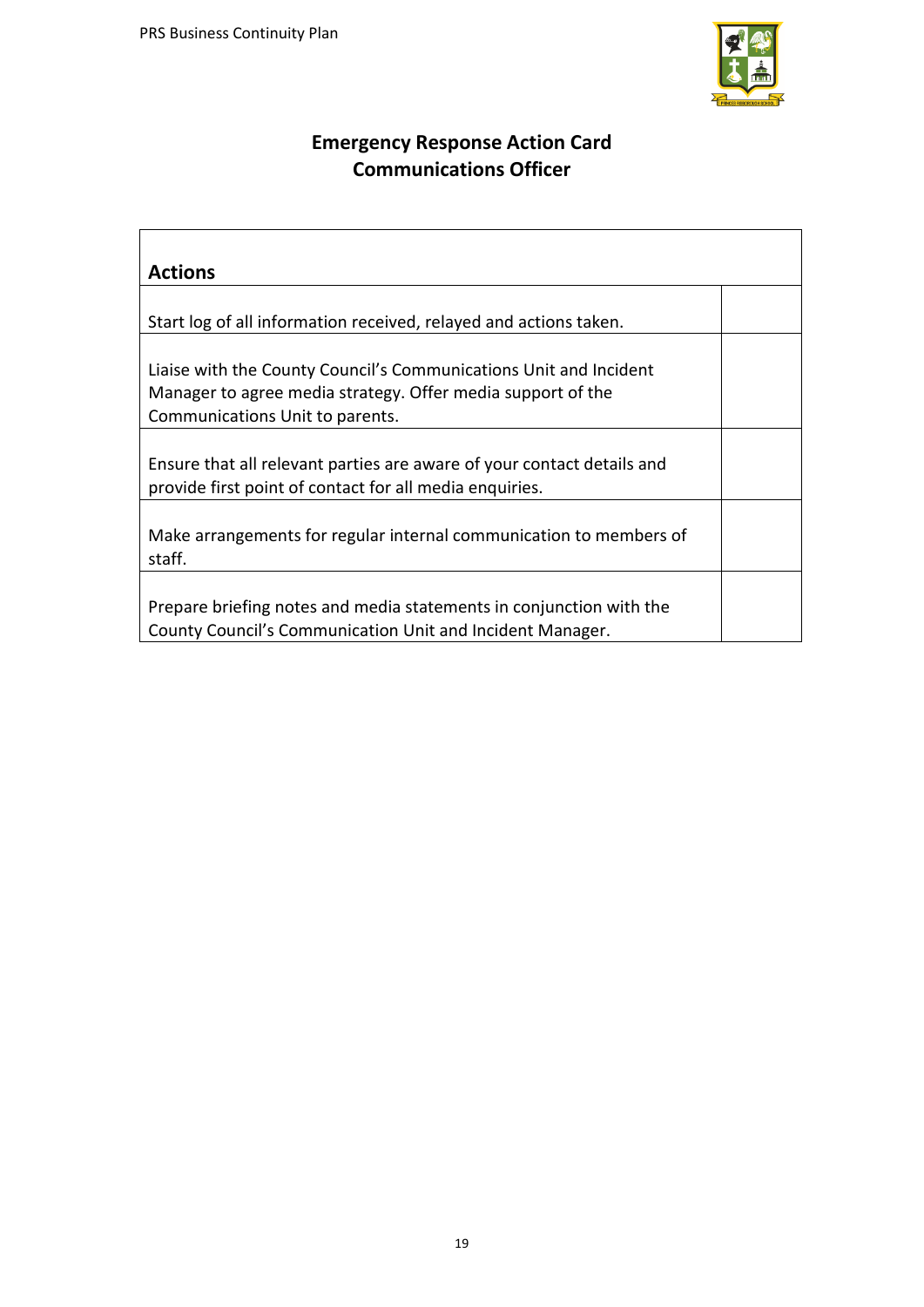## Emergency Response Action Card
## Communications Officer

| Actions | |
|---|---|
| Start log of all information received, relayed and actions taken. | |
| Liaise with the County Council's Communications Unit and Incident Manager to agree media strategy. Offer media support of the Communications Unit to parents. | |
| Ensure that all relevant parties are aware of your contact details and provide first point of contact for all media enquiries. | |
| Make arrangements for regular internal communication to members of staff. | |
| Prepare briefing notes and media statements in conjunction with the County Council's Communication Unit and Incident Manager. | |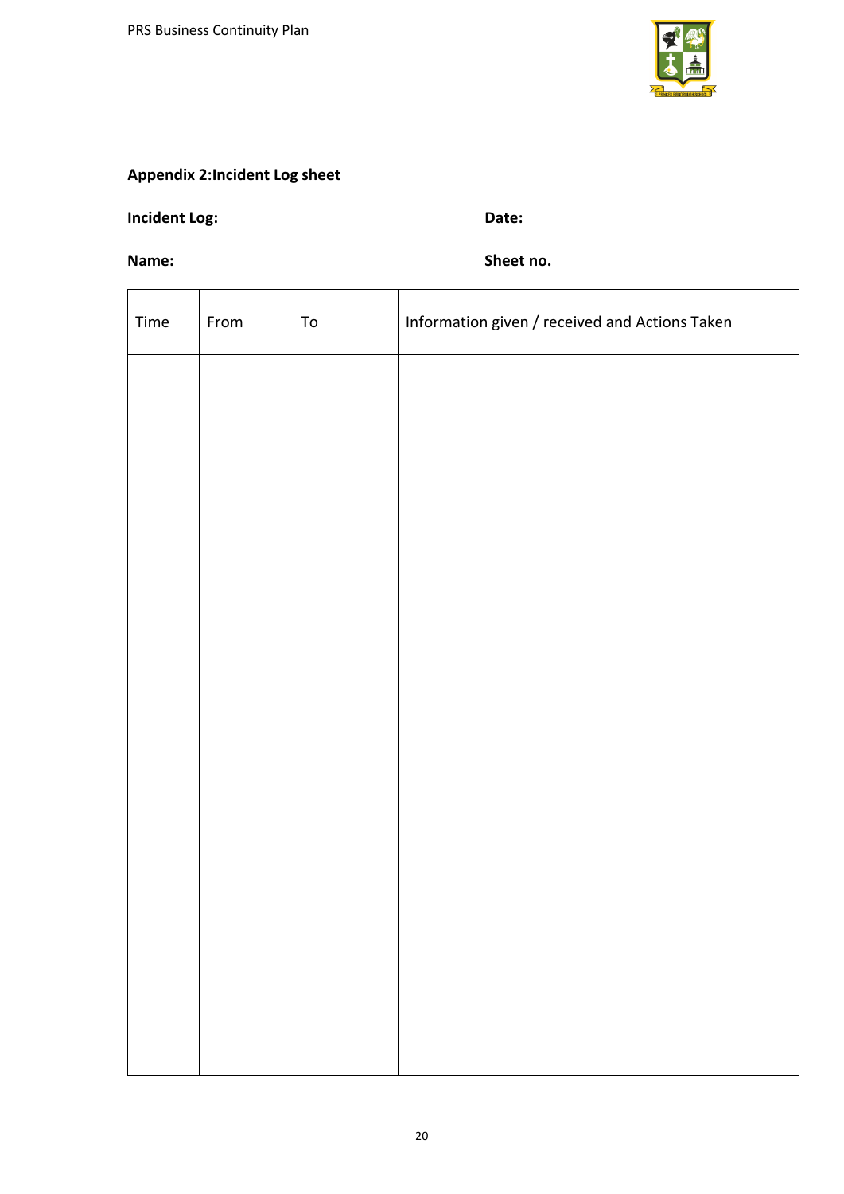**Appendix 2:Incident Log sheet**

**Incident Log:** **Date:**

**Name:** **Sheet no.**

| Time | From | To | Information given / received and Actions Taken |
|---|---|---|---|
| | | | |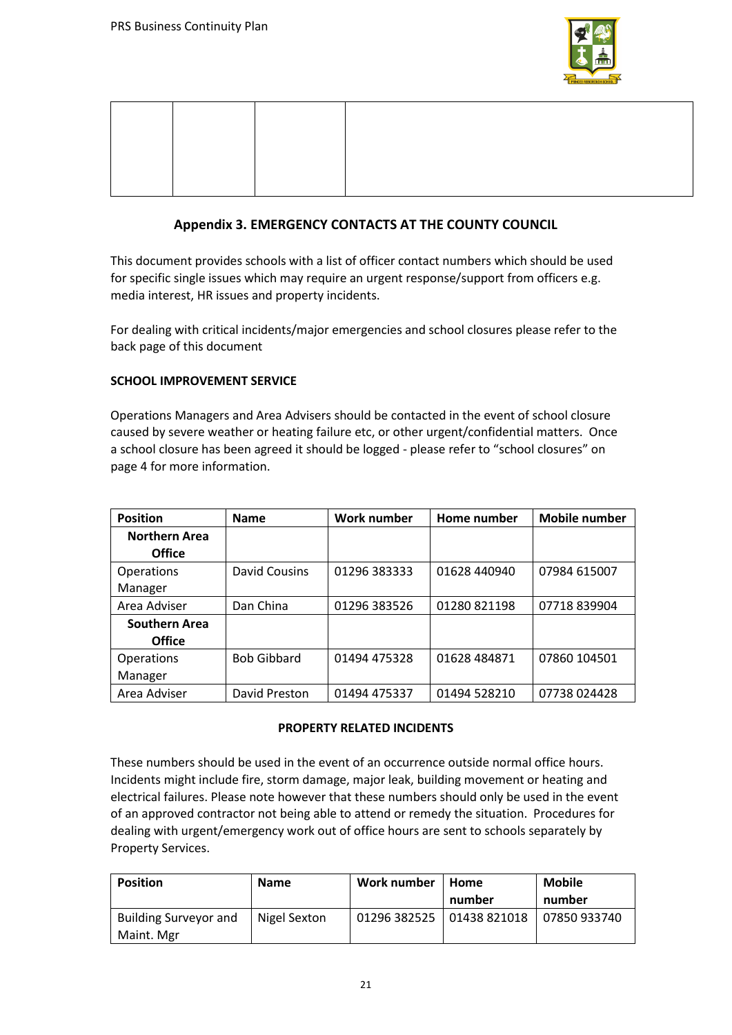| | | | |
|---|---|---|---|
| | | | |

## Appendix 3. EMERGENCY CONTACTS AT THE COUNTY COUNCIL

This document provides schools with a list of officer contact numbers which should be used for specific single issues which may require an urgent response/support from officers e.g. media interest, HR issues and property incidents.

For dealing with critical incidents/major emergencies and school closures please refer to the back page of this document

**SCHOOL IMPROVEMENT SERVICE**

Operations Managers and Area Advisers should be contacted in the event of school closure caused by severe weather or heating failure etc, or other urgent/confidential matters. Once a school closure has been agreed it should be logged - please refer to "school closures" on page 4 for more information.

| Position | Name | Work number | Home number | Mobile number |
|---|---|---|---|---|
| **Northern Area Office** | | | | |
| Operations Manager | David Cousins | 01296 383333 | 01628 440940 | 07984 615007 |
| Area Adviser | Dan China | 01296 383526 | 01280 821198 | 07718 839904 |
| **Southern Area Office** | | | | |
| Operations Manager | Bob Gibbard | 01494 475328 | 01628 484871 | 07860 104501 |
| Area Adviser | David Preston | 01494 475337 | 01494 528210 | 07738 024428 |

**PROPERTY RELATED INCIDENTS**

These numbers should be used in the event of an occurrence outside normal office hours. Incidents might include fire, storm damage, major leak, building movement or heating and electrical failures. Please note however that these numbers should only be used in the event of an approved contractor not being able to attend or remedy the situation. Procedures for dealing with urgent/emergency work out of office hours are sent to schools separately by Property Services.

| Position | Name | Work number | Home number | Mobile number |
|---|---|---|---|---|
| Building Surveyor and Maint. Mgr | Nigel Sexton | 01296 382525 | 01438 821018 | 07850 933740 |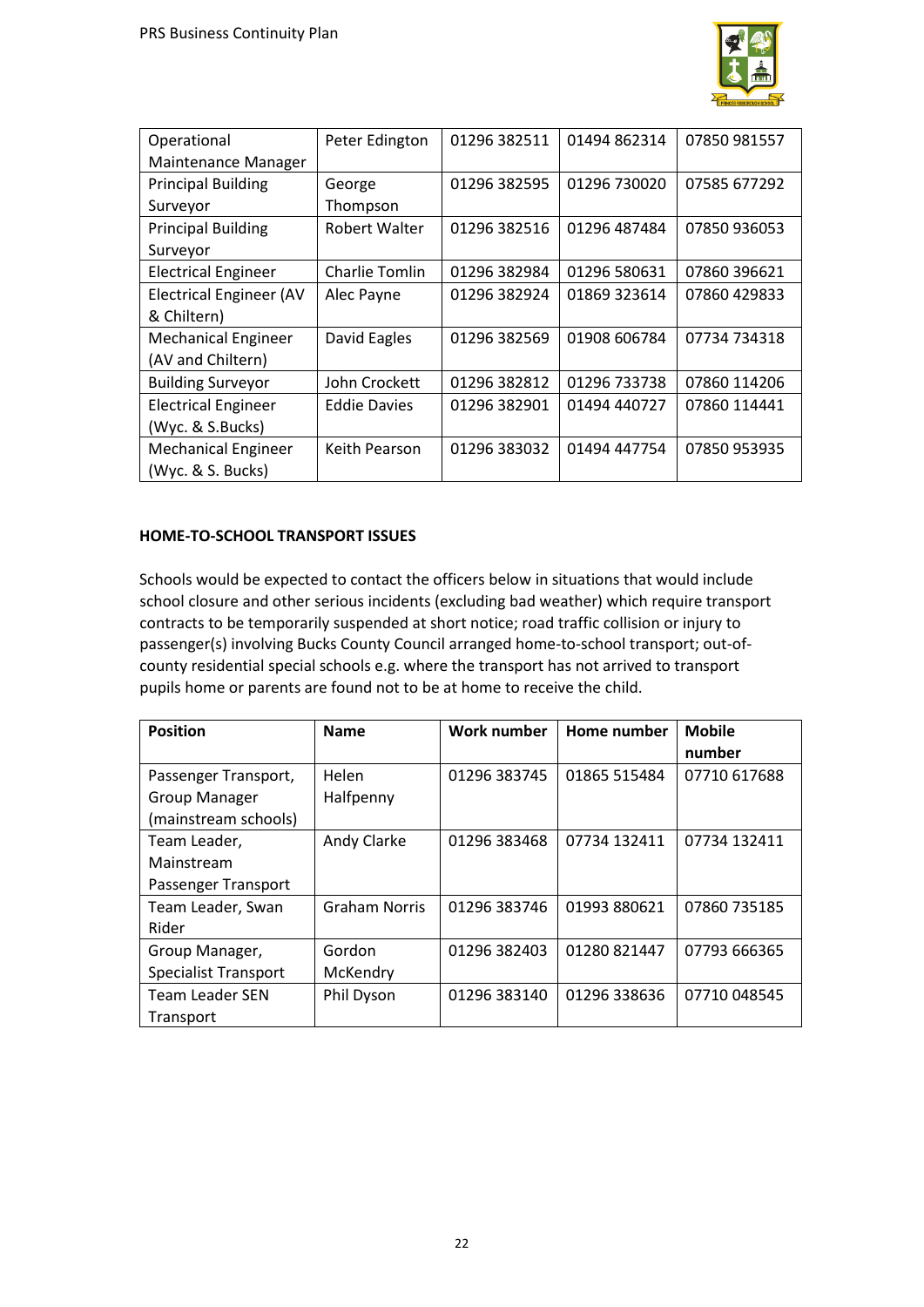| | | | | |
|---|---|---|---|---|
| Operational Maintenance Manager | Peter Edington | 01296 382511 | 01494 862314 | 07850 981557 |
| Principal Building Surveyor | George Thompson | 01296 382595 | 01296 730020 | 07585 677292 |
| Principal Building Surveyor | Robert Walter | 01296 382516 | 01296 487484 | 07850 936053 |
| Electrical Engineer | Charlie Tomlin | 01296 382984 | 01296 580631 | 07860 396621 |
| Electrical Engineer (AV & Chiltern) | Alec Payne | 01296 382924 | 01869 323614 | 07860 429833 |
| Mechanical Engineer (AV and Chiltern) | David Eagles | 01296 382569 | 01908 606784 | 07734 734318 |
| Building Surveyor | John Crockett | 01296 382812 | 01296 733738 | 07860 114206 |
| Electrical Engineer (Wyc. & S.Bucks) | Eddie Davies | 01296 382901 | 01494 440727 | 07860 114441 |
| Mechanical Engineer (Wyc. & S. Bucks) | Keith Pearson | 01296 383032 | 01494 447754 | 07850 953935 |

**HOME-TO-SCHOOL TRANSPORT ISSUES**

Schools would be expected to contact the officers below in situations that would include school closure and other serious incidents (excluding bad weather) which require transport contracts to be temporarily suspended at short notice; road traffic collision or injury to passenger(s) involving Bucks County Council arranged home-to-school transport; out-of-county residential special schools e.g. where the transport has not arrived to transport pupils home or parents are found not to be at home to receive the child.

| Position | Name | Work number | Home number | Mobile number |
|---|---|---|---|---|
| Passenger Transport, Group Manager (mainstream schools) | Helen Halfpenny | 01296 383745 | 01865 515484 | 07710 617688 |
| Team Leader, Mainstream Passenger Transport | Andy Clarke | 01296 383468 | 07734 132411 | 07734 132411 |
| Team Leader, Swan Rider | Graham Norris | 01296 383746 | 01993 880621 | 07860 735185 |
| Group Manager, Specialist Transport | Gordon McKendry | 01296 382403 | 01280 821447 | 07793 666365 |
| Team Leader SEN Transport | Phil Dyson | 01296 383140 | 01296 338636 | 07710 048545 |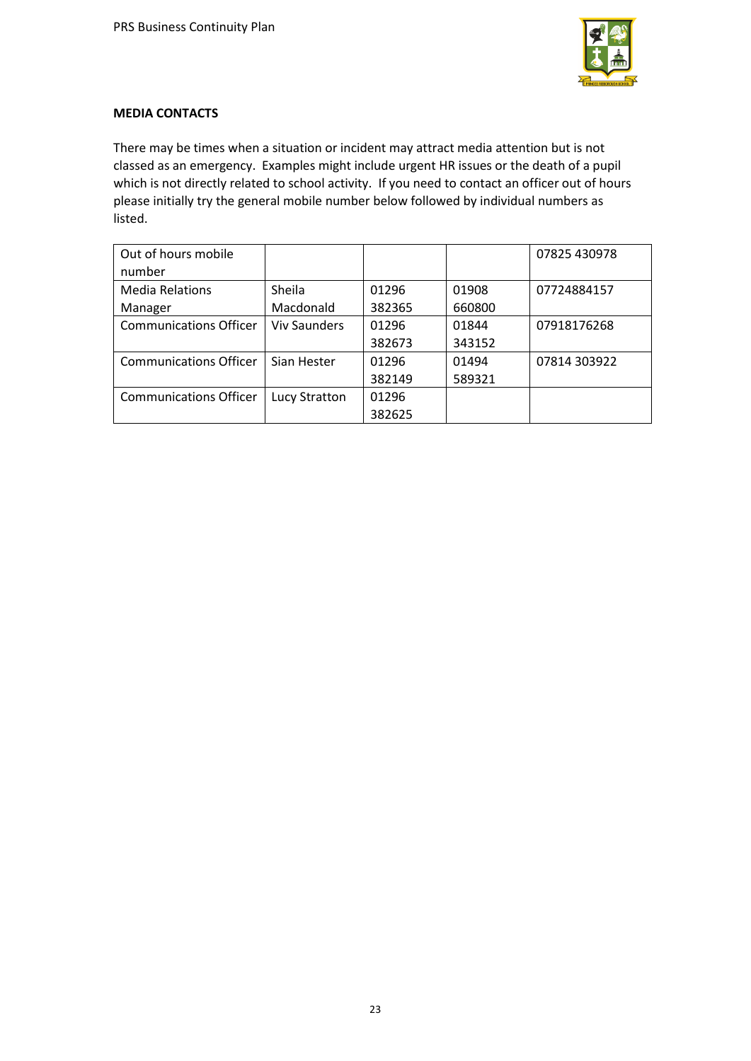**MEDIA CONTACTS**

There may be times when a situation or incident may attract media attention but is not classed as an emergency. Examples might include urgent HR issues or the death of a pupil which is not directly related to school activity. If you need to contact an officer out of hours please initially try the general mobile number below followed by individual numbers as listed.

| | | | | |
|---|---|---|---|---|
| Out of hours mobile number | | | | 07825 430978 |
| Media Relations Manager | Sheila Macdonald | 01296 382365 | 01908 660800 | 07724884157 |
| Communications Officer | Viv Saunders | 01296 382673 | 01844 343152 | 07918176268 |
| Communications Officer | Sian Hester | 01296 382149 | 01494 589321 | 07814 303922 |
| Communications Officer | Lucy Stratton | 01296 382625 | | |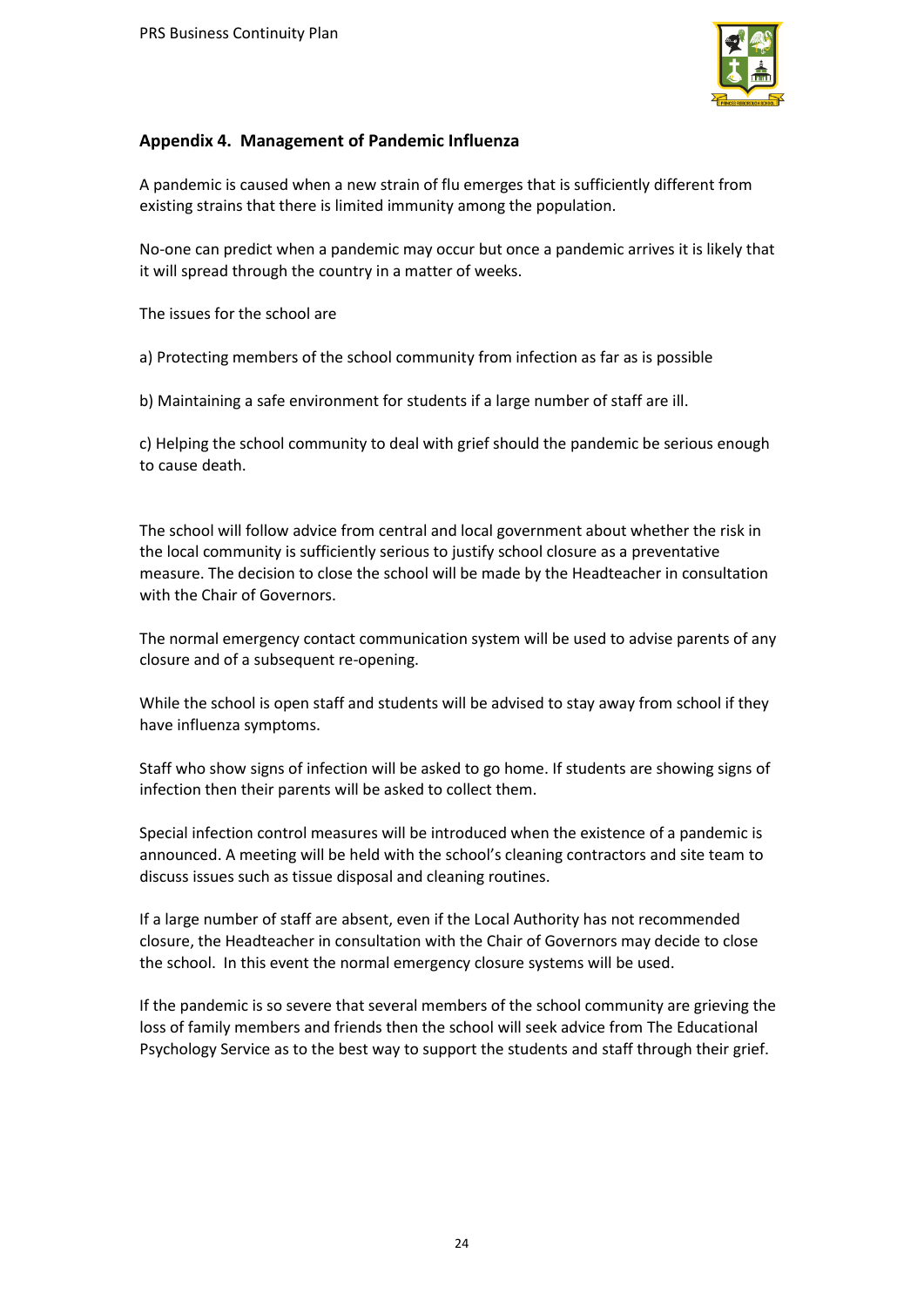## Appendix 4. Management of Pandemic Influenza

A pandemic is caused when a new strain of flu emerges that is sufficiently different from existing strains that there is limited immunity among the population.

No-one can predict when a pandemic may occur but once a pandemic arrives it is likely that it will spread through the country in a matter of weeks.

The issues for the school are

a) Protecting members of the school community from infection as far as is possible

b) Maintaining a safe environment for students if a large number of staff are ill.

c) Helping the school community to deal with grief should the pandemic be serious enough to cause death.

The school will follow advice from central and local government about whether the risk in the local community is sufficiently serious to justify school closure as a preventative measure. The decision to close the school will be made by the Headteacher in consultation with the Chair of Governors.

The normal emergency contact communication system will be used to advise parents of any closure and of a subsequent re-opening.

While the school is open staff and students will be advised to stay away from school if they have influenza symptoms.

Staff who show signs of infection will be asked to go home. If students are showing signs of infection then their parents will be asked to collect them.

Special infection control measures will be introduced when the existence of a pandemic is announced. A meeting will be held with the school's cleaning contractors and site team to discuss issues such as tissue disposal and cleaning routines.

If a large number of staff are absent, even if the Local Authority has not recommended closure, the Headteacher in consultation with the Chair of Governors may decide to close the school. In this event the normal emergency closure systems will be used.

If the pandemic is so severe that several members of the school community are grieving the loss of family members and friends then the school will seek advice from The Educational Psychology Service as to the best way to support the students and staff through their grief.